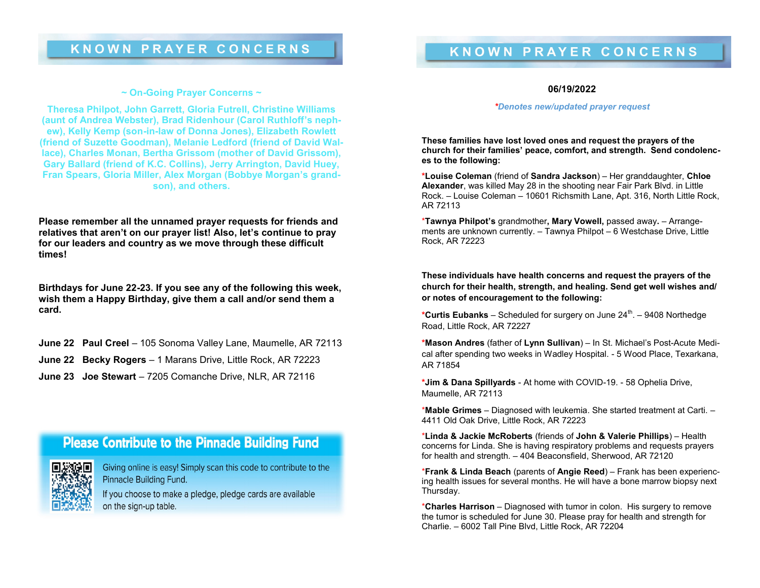## KNOWN PRAYER CONCERNS

~ On-Going Prayer Concerns ~

Theresa Philpot, John Garrett, Gloria Futrell, Christine Williams (aunt of Andrea Webster), Brad Ridenhour (Carol Ruthloff's nephew), Kelly Kemp (son-in-law of Donna Jones), Elizabeth Rowlett (friend of Suzette Goodman), Melanie Ledford (friend of David Wallace), Charles Monan, Bertha Grissom (mother of David Grissom), Gary Ballard (friend of K.C. Collins), Jerry Arrington, David Huey, Fran Spears, Gloria Miller, Alex Morgan (Bobbye Morgan's grandson), and others.

**Please remember all the unnamed prayer requests for friends and relatives that aren't on our prayer list! Also, let's continue to pray for our leaders and country as we move through these difficult times!**

**Birthdays for June 22-23. If you see any of the following this week, wish them a Happy Birthday, give them a call and/or send them a card.**

**June 22** **Paul Creel** – 105 Sonoma Valley Lane, Maumelle, AR 72113

**June 22** **Becky Rogers** – 1 Marans Drive, Little Rock, AR 72223

**June 23** **Joe Stewart** – 7205 Comanche Drive, NLR, AR 72116

### Please Contribute to the Pinnacle Building Fund

Giving online is easy! Simply scan this code to contribute to the Pinnacle Building Fund.

If you choose to make a pledge, pledge cards are available on the sign-up table.

## KNOWN PRAYER CONCERNS

**06/19/2022**

*\*Denotes new/updated prayer request*

**These families have lost loved ones and request the prayers of the church for their families' peace, comfort, and strength. Send condolences to the following:**

*__Louise Coleman__ (friend of **Sandra Jackson**) – Her granddaughter, **Chloe Alexander**, was killed May 28 in the shooting near Fair Park Blvd. in Little Rock. – Louise Coleman – 10601 Richsmith Lane, Apt. 316, North Little Rock, AR 72113

*__Tawnya Philpot's__ grandmother**, Mary Vowell,** passed away**.** – Arrangements are unknown currently. – Tawnya Philpot – 6 Westchase Drive, Little Rock, AR 72223

**These individuals have health concerns and request the prayers of the church for their health, strength, and healing. Send get well wishes and/or notes of encouragement to the following:**

*__Curtis Eubanks__ – Scheduled for surgery on June 24th. – 9408 Northedge Road, Little Rock, AR 72227

*__Mason Andres__ (father of **Lynn Sullivan**) – In St. Michael's Post-Acute Medical after spending two weeks in Wadley Hospital. - 5 Wood Place, Texarkana, AR 71854

*__Jim & Dana Spillyards__ - At home with COVID-19. - 58 Ophelia Drive, Maumelle, AR 72113

*__Mable Grimes__ – Diagnosed with leukemia. She started treatment at Carti. – 4411 Old Oak Drive, Little Rock, AR 72223

*__Linda & Jackie McRoberts__ (friends of **John & Valerie Phillips**) – Health concerns for Linda. She is having respiratory problems and requests prayers for health and strength. – 404 Beaconsfield, Sherwood, AR 72120

*__Frank & Linda Beach__ (parents of **Angie Reed**) – Frank has been experiencing health issues for several months. He will have a bone marrow biopsy next Thursday.

*__Charles Harrison__ – Diagnosed with tumor in colon. His surgery to remove the tumor is scheduled for June 30. Please pray for health and strength for Charlie. – 6002 Tall Pine Blvd, Little Rock, AR 72204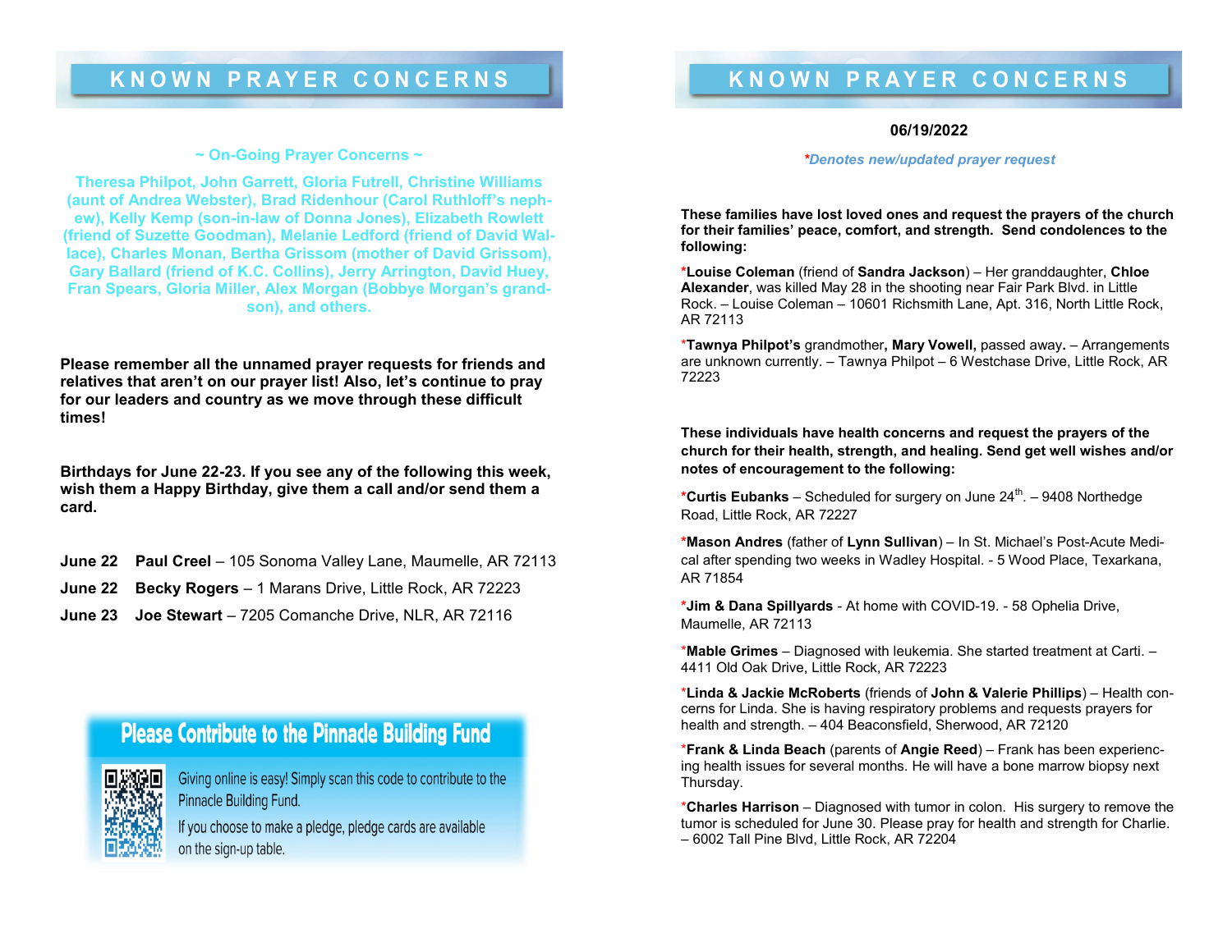## KNOWN PRAYER CONCERNS

**~ On-Going Prayer Concerns ~**

**Theresa Philpot, John Garrett, Gloria Futrell, Christine Williams (aunt of Andrea Webster), Brad Ridenhour (Carol Ruthloff's nephew), Kelly Kemp (son-in-law of Donna Jones), Elizabeth Rowlett (friend of Suzette Goodman), Melanie Ledford (friend of David Wallace), Charles Monan, Bertha Grissom (mother of David Grissom), Gary Ballard (friend of K.C. Collins), Jerry Arrington, David Huey, Fran Spears, Gloria Miller, Alex Morgan (Bobbye Morgan's grandson), and others.**

**Please remember all the unnamed prayer requests for friends and relatives that aren't on our prayer list! Also, let's continue to pray for our leaders and country as we move through these difficult times!**

**Birthdays for June 22-23. If you see any of the following this week, wish them a Happy Birthday, give them a call and/or send them a card.**

**June 22** **Paul Creel** – 105 Sonoma Valley Lane, Maumelle, AR 72113

**June 22** **Becky Rogers** – 1 Marans Drive, Little Rock, AR 72223

**June 23** **Joe Stewart** – 7205 Comanche Drive, NLR, AR 72116

**Please Contribute to the Pinnacle Building Fund**

Giving online is easy! Simply scan this code to contribute to the Pinnacle Building Fund.

If you choose to make a pledge, pledge cards are available on the sign-up table.

## KNOWN PRAYER CONCERNS

**06/19/2022**

*\*Denotes new/updated prayer request*

**These families have lost loved ones and request the prayers of the church for their families' peace, comfort, and strength. Send condolences to the following:**

\***Louise Coleman** (friend of **Sandra Jackson**) – Her granddaughter, **Chloe Alexander**, was killed May 28 in the shooting near Fair Park Blvd. in Little Rock. – Louise Coleman – 10601 Richsmith Lane, Apt. 316, North Little Rock, AR 72113

\***Tawnya Philpot's** grandmother**, Mary Vowell,** passed away**.** – Arrangements are unknown currently. – Tawnya Philpot – 6 Westchase Drive, Little Rock, AR 72223

**These individuals have health concerns and request the prayers of the church for their health, strength, and healing. Send get well wishes and/or notes of encouragement to the following:**

\***Curtis Eubanks** – Scheduled for surgery on June 24th. – 9408 Northedge Road, Little Rock, AR 72227

\***Mason Andres** (father of **Lynn Sullivan**) – In St. Michael's Post-Acute Medical after spending two weeks in Wadley Hospital. - 5 Wood Place, Texarkana, AR 71854

\***Jim & Dana Spillyards** - At home with COVID-19. - 58 Ophelia Drive, Maumelle, AR 72113

\***Mable Grimes** – Diagnosed with leukemia. She started treatment at Carti. – 4411 Old Oak Drive, Little Rock, AR 72223

\***Linda & Jackie McRoberts** (friends of **John & Valerie Phillips**) – Health concerns for Linda. She is having respiratory problems and requests prayers for health and strength. – 404 Beaconsfield, Sherwood, AR 72120

\***Frank & Linda Beach** (parents of **Angie Reed**) – Frank has been experiencing health issues for several months. He will have a bone marrow biopsy next Thursday.

\***Charles Harrison** – Diagnosed with tumor in colon. His surgery to remove the tumor is scheduled for June 30. Please pray for health and strength for Charlie. – 6002 Tall Pine Blvd, Little Rock, AR 72204